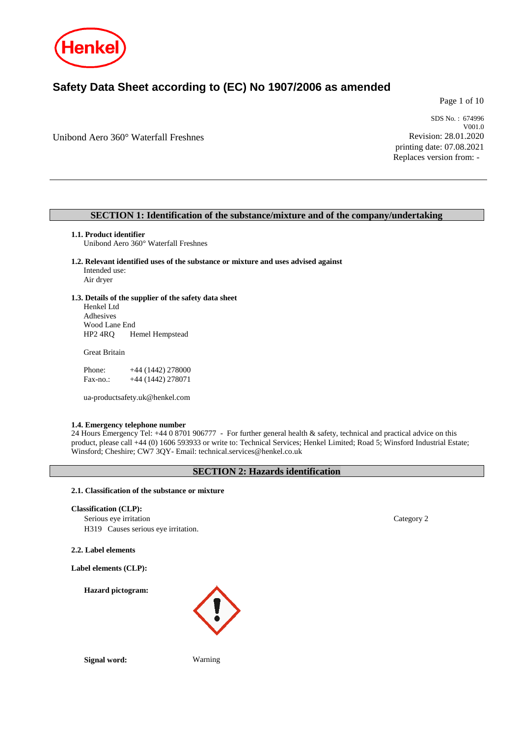# Safety Data Sheet according to (EC) No 1907/2006 as amended

Unibond Aero 360° Waterfall Freshnes

SDS No. : 674996
V001.0
Revision: 28.01.2020
printing date: 07.08.2021
Replaces version from: -

## SECTION 1: Identification of the substance/mixture and of the company/undertaking

### 1.1. Product identifier

Unibond Aero 360° Waterfall Freshnes

### 1.2. Relevant identified uses of the substance or mixture and uses advised against

Intended use:
Air dryer

### 1.3. Details of the supplier of the safety data sheet

Henkel Ltd
Adhesives
Wood Lane End
HP2 4RQ    Hemel Hempstead

Great Britain

Phone: +44 (1442) 278000
Fax-no.: +44 (1442) 278071

ua-productsafety.uk@henkel.com

### 1.4. Emergency telephone number

24 Hours Emergency Tel: +44 0 8701 906777 - For further general health & safety, technical and practical advice on this product, please call +44 (0) 1606 593933 or write to: Technical Services; Henkel Limited; Road 5; Winsford Industrial Estate; Winsford; Cheshire; CW7 3QY- Email: technical.services@henkel.co.uk

## SECTION 2: Hazards identification

### 2.1. Classification of the substance or mixture

**Classification (CLP):**

Serious eye irritation — Category 2

H319 Causes serious eye irritation.

### 2.2. Label elements

**Label elements (CLP):**

**Hazard pictogram:**

**Signal word:** Warning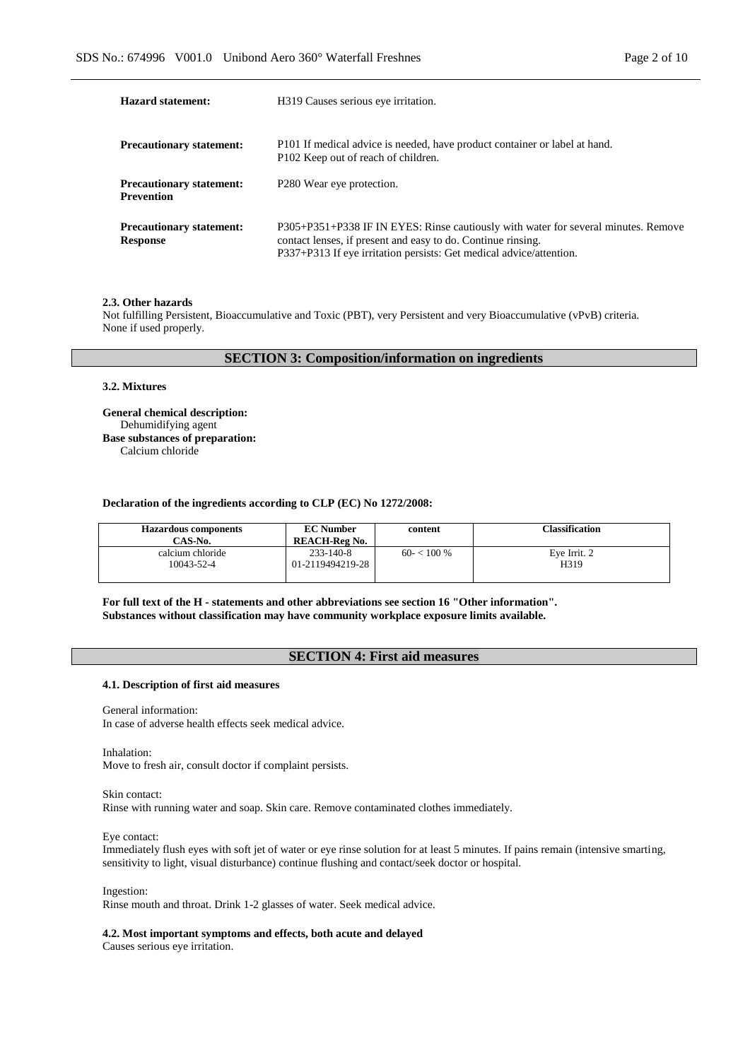| | |
|---|---|
| **Hazard statement:** | H319 Causes serious eye irritation. |
| **Precautionary statement:** | P101 If medical advice is needed, have product container or label at hand.<br>P102 Keep out of reach of children. |
| **Precautionary statement: Prevention** | P280 Wear eye protection. |
| **Precautionary statement: Response** | P305+P351+P338 IF IN EYES: Rinse cautiously with water for several minutes. Remove contact lenses, if present and easy to do. Continue rinsing.<br>P337+P313 If eye irritation persists: Get medical advice/attention. |

**2.3. Other hazards**
Not fulfilling Persistent, Bioaccumulative and Toxic (PBT), very Persistent and very Bioaccumulative (vPvB) criteria.
None if used properly.

## SECTION 3: Composition/information on ingredients

**3.2. Mixtures**

**General chemical description:**
Dehumidifying agent
**Base substances of preparation:**
Calcium chloride

**Declaration of the ingredients according to CLP (EC) No 1272/2008:**

| Hazardous components CAS-No. | EC Number REACH-Reg No. | content | Classification |
|---|---|---|---|
| calcium chloride<br>10043-52-4 | 233-140-8<br>01-2119494219-28 | 60- < 100 % | Eye Irrit. 2<br>H319 |

**For full text of the H - statements and other abbreviations see section 16 "Other information".**
**Substances without classification may have community workplace exposure limits available.**

## SECTION 4: First aid measures

**4.1. Description of first aid measures**

General information:
In case of adverse health effects seek medical advice.

Inhalation:
Move to fresh air, consult doctor if complaint persists.

Skin contact:
Rinse with running water and soap. Skin care. Remove contaminated clothes immediately.

Eye contact:
Immediately flush eyes with soft jet of water or eye rinse solution for at least 5 minutes. If pains remain (intensive smarting, sensitivity to light, visual disturbance) continue flushing and contact/seek doctor or hospital.

Ingestion:
Rinse mouth and throat. Drink 1-2 glasses of water. Seek medical advice.

**4.2. Most important symptoms and effects, both acute and delayed**
Causes serious eye irritation.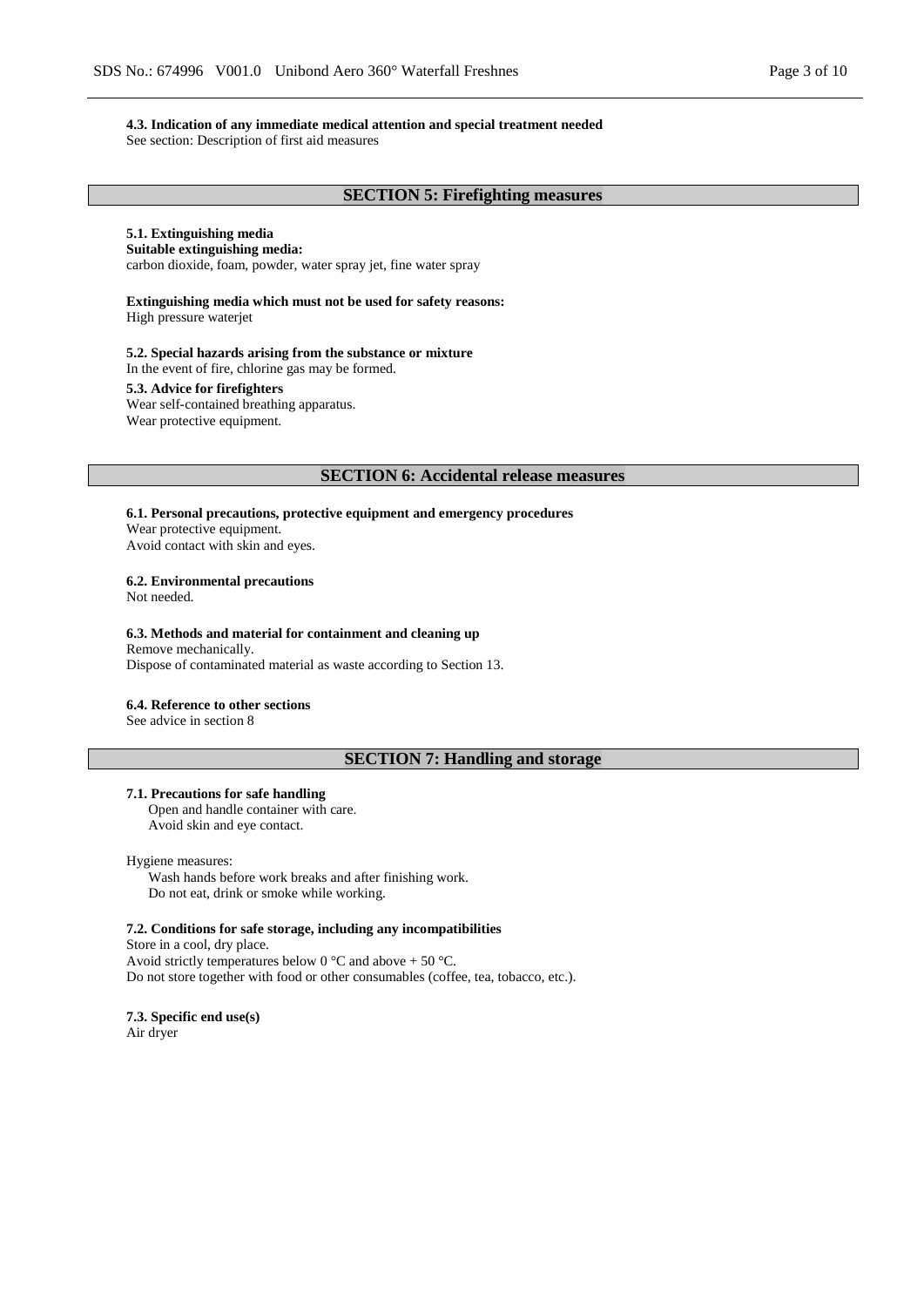**4.3. Indication of any immediate medical attention and special treatment needed**
See section: Description of first aid measures

## SECTION 5: Firefighting measures

**5.1. Extinguishing media**
**Suitable extinguishing media:**
carbon dioxide, foam, powder, water spray jet, fine water spray

**Extinguishing media which must not be used for safety reasons:**
High pressure waterjet

**5.2. Special hazards arising from the substance or mixture**
In the event of fire, chlorine gas may be formed.

**5.3. Advice for firefighters**
Wear self-contained breathing apparatus.
Wear protective equipment.

## SECTION 6: Accidental release measures

**6.1. Personal precautions, protective equipment and emergency procedures**
Wear protective equipment.
Avoid contact with skin and eyes.

**6.2. Environmental precautions**
Not needed.

**6.3. Methods and material for containment and cleaning up**
Remove mechanically.
Dispose of contaminated material as waste according to Section 13.

**6.4. Reference to other sections**
See advice in section 8

## SECTION 7: Handling and storage

**7.1. Precautions for safe handling**
Open and handle container with care.
Avoid skin and eye contact.

Hygiene measures:
Wash hands before work breaks and after finishing work.
Do not eat, drink or smoke while working.

**7.2. Conditions for safe storage, including any incompatibilities**
Store in a cool, dry place.
Avoid strictly temperatures below 0 °C and above + 50 °C.
Do not store together with food or other consumables (coffee, tea, tobacco, etc.).

**7.3. Specific end use(s)**
Air dryer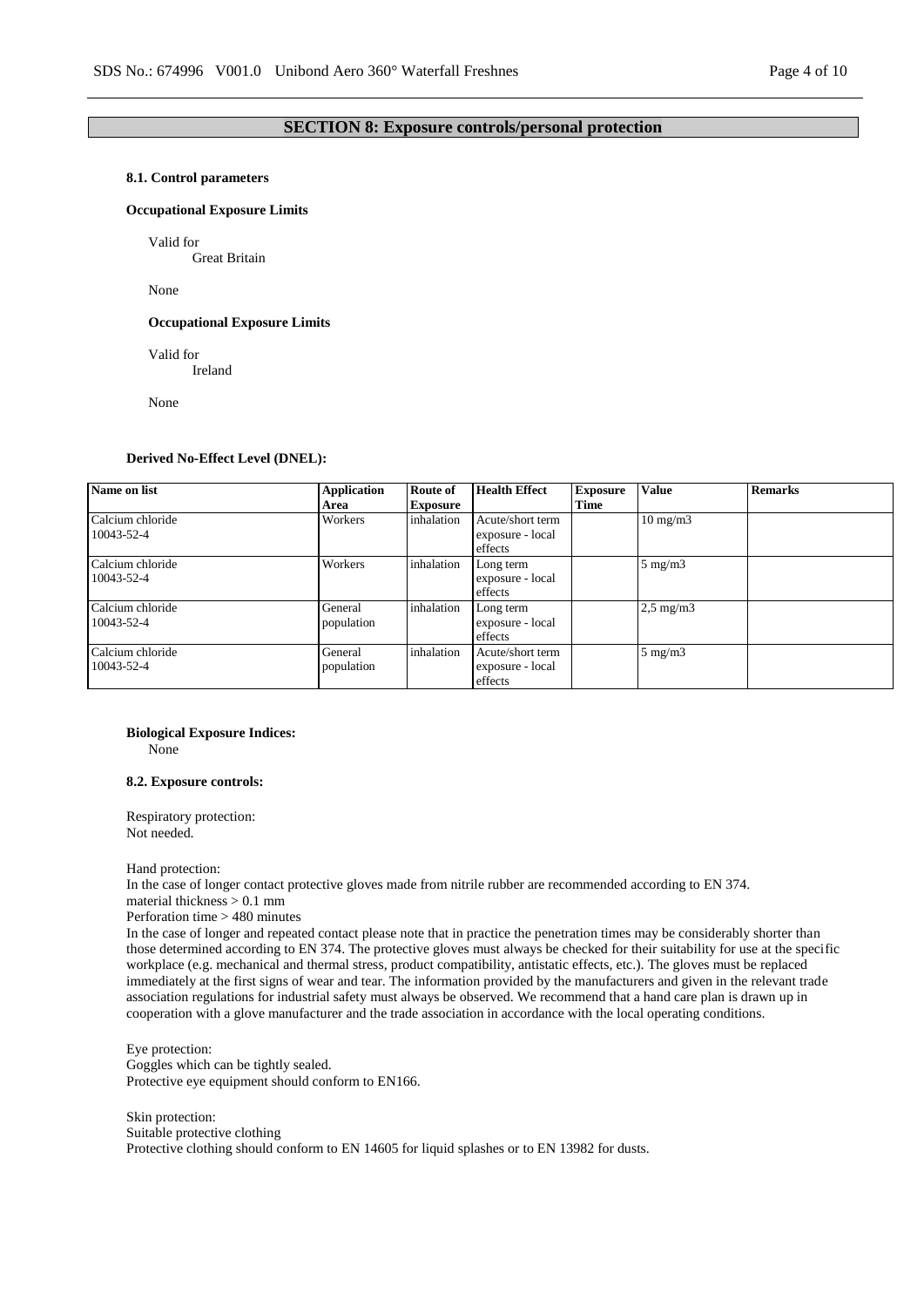## SECTION 8: Exposure controls/personal protection

**8.1. Control parameters**

**Occupational Exposure Limits**

Valid for
Great Britain

None

**Occupational Exposure Limits**

Valid for
Ireland

None

**Derived No-Effect Level (DNEL):**

| Name on list | Application Area | Route of Exposure | Health Effect | Exposure Time | Value | Remarks |
|---|---|---|---|---|---|---|
| Calcium chloride 10043-52-4 | Workers | inhalation | Acute/short term exposure - local effects | | 10 mg/m3 | |
| Calcium chloride 10043-52-4 | Workers | inhalation | Long term exposure - local effects | | 5 mg/m3 | |
| Calcium chloride 10043-52-4 | General population | inhalation | Long term exposure - local effects | | 2,5 mg/m3 | |
| Calcium chloride 10043-52-4 | General population | inhalation | Acute/short term exposure - local effects | | 5 mg/m3 | |

**Biological Exposure Indices:**
None

**8.2. Exposure controls:**

Respiratory protection:
Not needed.

Hand protection:
In the case of longer contact protective gloves made from nitrile rubber are recommended according to EN 374.
material thickness > 0.1 mm
Perforation time > 480 minutes
In the case of longer and repeated contact please note that in practice the penetration times may be considerably shorter than those determined according to EN 374. The protective gloves must always be checked for their suitability for use at the specific workplace (e.g. mechanical and thermal stress, product compatibility, antistatic effects, etc.). The gloves must be replaced immediately at the first signs of wear and tear. The information provided by the manufacturers and given in the relevant trade association regulations for industrial safety must always be observed. We recommend that a hand care plan is drawn up in cooperation with a glove manufacturer and the trade association in accordance with the local operating conditions.

Eye protection:
Goggles which can be tightly sealed.
Protective eye equipment should conform to EN166.

Skin protection:
Suitable protective clothing
Protective clothing should conform to EN 14605 for liquid splashes or to EN 13982 for dusts.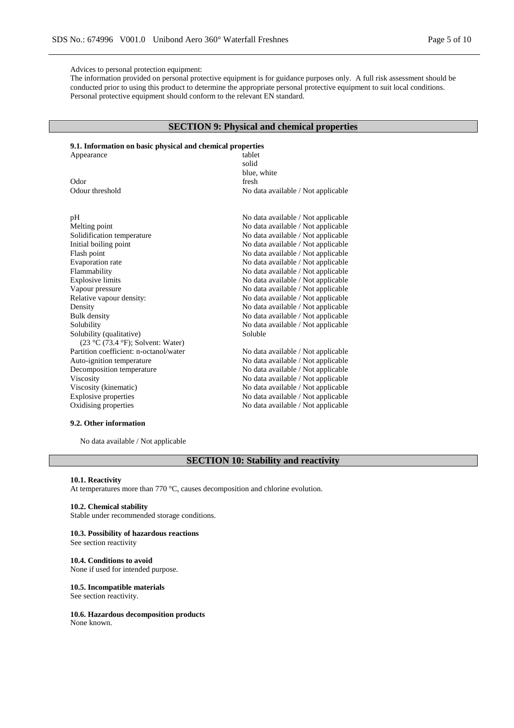Advices to personal protection equipment:
The information provided on personal protective equipment is for guidance purposes only. A full risk assessment should be conducted prior to using this product to determine the appropriate personal protective equipment to suit local conditions. Personal protective equipment should conform to the relevant EN standard.

## SECTION 9: Physical and chemical properties

### 9.1. Information on basic physical and chemical properties

| | |
|---|---|
| Appearance | tablet<br>solid<br>blue, white |
| Odor | fresh |
| Odour threshold | No data available / Not applicable |
| pH | No data available / Not applicable |
| Melting point | No data available / Not applicable |
| Solidification temperature | No data available / Not applicable |
| Initial boiling point | No data available / Not applicable |
| Flash point | No data available / Not applicable |
| Evaporation rate | No data available / Not applicable |
| Flammability | No data available / Not applicable |
| Explosive limits | No data available / Not applicable |
| Vapour pressure | No data available / Not applicable |
| Relative vapour density: | No data available / Not applicable |
| Density | No data available / Not applicable |
| Bulk density | No data available / Not applicable |
| Solubility | No data available / Not applicable |
| Solubility (qualitative)<br>(23 °C (73.4 °F); Solvent: Water) | Soluble |
| Partition coefficient: n-octanol/water | No data available / Not applicable |
| Auto-ignition temperature | No data available / Not applicable |
| Decomposition temperature | No data available / Not applicable |
| Viscosity | No data available / Not applicable |
| Viscosity (kinematic) | No data available / Not applicable |
| Explosive properties | No data available / Not applicable |
| Oxidising properties | No data available / Not applicable |

### 9.2. Other information

No data available / Not applicable

## SECTION 10: Stability and reactivity

**10.1. Reactivity**
At temperatures more than 770 °C, causes decomposition and chlorine evolution.

**10.2. Chemical stability**
Stable under recommended storage conditions.

**10.3. Possibility of hazardous reactions**
See section reactivity

**10.4. Conditions to avoid**
None if used for intended purpose.

**10.5. Incompatible materials**
See section reactivity.

**10.6. Hazardous decomposition products**
None known.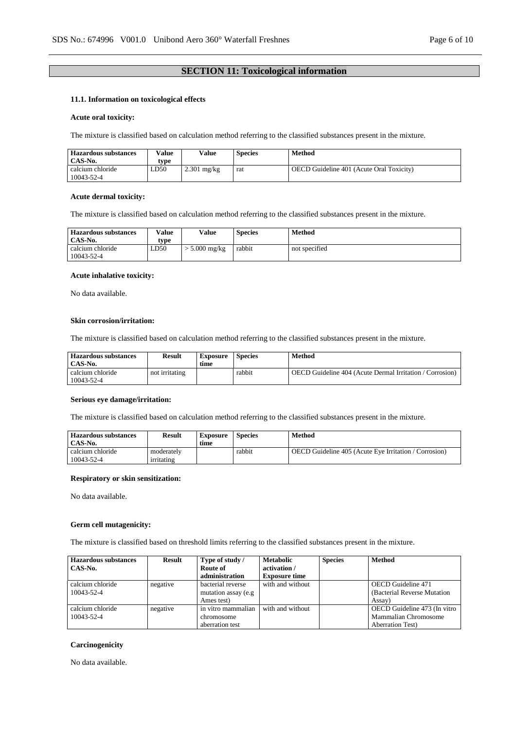## SECTION 11: Toxicological information

### 11.1. Information on toxicological effects

**Acute oral toxicity:**

The mixture is classified based on calculation method referring to the classified substances present in the mixture.

| Hazardous substances CAS-No. | Value type | Value | Species | Method |
|---|---|---|---|---|
| calcium chloride 10043-52-4 | LD50 | 2.301 mg/kg | rat | OECD Guideline 401 (Acute Oral Toxicity) |

**Acute dermal toxicity:**

The mixture is classified based on calculation method referring to the classified substances present in the mixture.

| Hazardous substances CAS-No. | Value type | Value | Species | Method |
|---|---|---|---|---|
| calcium chloride 10043-52-4 | LD50 | > 5.000 mg/kg | rabbit | not specified |

**Acute inhalative toxicity:**

No data available.

**Skin corrosion/irritation:**

The mixture is classified based on calculation method referring to the classified substances present in the mixture.

| Hazardous substances CAS-No. | Result | Exposure time | Species | Method |
|---|---|---|---|---|
| calcium chloride 10043-52-4 | not irritating | | rabbit | OECD Guideline 404 (Acute Dermal Irritation / Corrosion) |

**Serious eye damage/irritation:**

The mixture is classified based on calculation method referring to the classified substances present in the mixture.

| Hazardous substances CAS-No. | Result | Exposure time | Species | Method |
|---|---|---|---|---|
| calcium chloride 10043-52-4 | moderately irritating | | rabbit | OECD Guideline 405 (Acute Eye Irritation / Corrosion) |

**Respiratory or skin sensitization:**

No data available.

**Germ cell mutagenicity:**

The mixture is classified based on threshold limits referring to the classified substances present in the mixture.

| Hazardous substances CAS-No. | Result | Type of study / Route of administration | Metabolic activation / Exposure time | Species | Method |
|---|---|---|---|---|---|
| calcium chloride 10043-52-4 | negative | bacterial reverse mutation assay (e.g Ames test) | with and without | | OECD Guideline 471 (Bacterial Reverse Mutation Assay) |
| calcium chloride 10043-52-4 | negative | in vitro mammalian chromosome aberration test | with and without | | OECD Guideline 473 (In vitro Mammalian Chromosome Aberration Test) |

**Carcinogenicity**

No data available.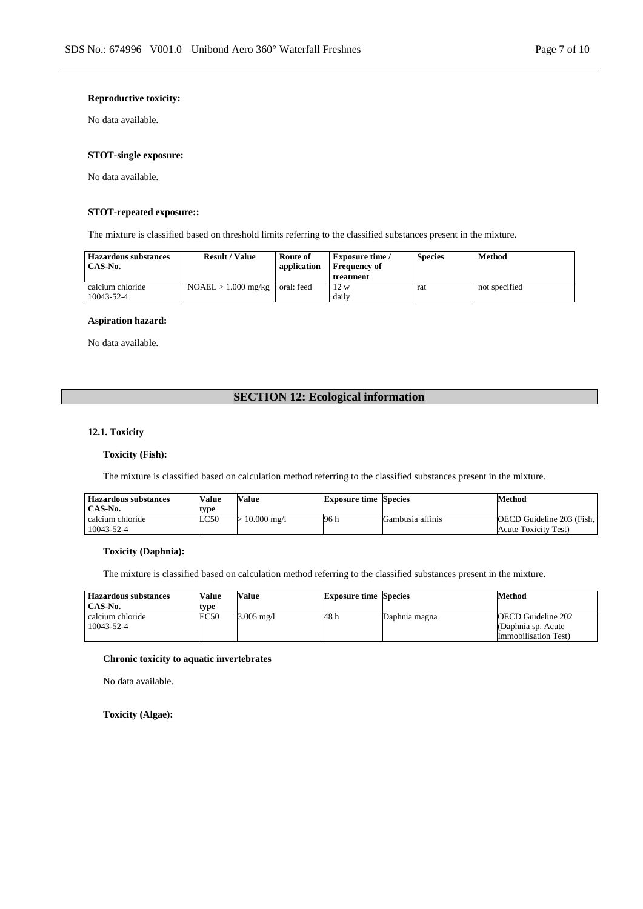**Reproductive toxicity:**

No data available.

**STOT-single exposure:**

No data available.

**STOT-repeated exposure::**

The mixture is classified based on threshold limits referring to the classified substances present in the mixture.

| Hazardous substances CAS-No. | Result / Value | Route of application | Exposure time / Frequency of treatment | Species | Method |
|---|---|---|---|---|---|
| calcium chloride 10043-52-4 | NOAEL > 1.000 mg/kg | oral: feed | 12 w daily | rat | not specified |

**Aspiration hazard:**

No data available.

## SECTION 12: Ecological information

### 12.1. Toxicity

**Toxicity (Fish):**

The mixture is classified based on calculation method referring to the classified substances present in the mixture.

| Hazardous substances CAS-No. | Value type | Value | Exposure time | Species | Method |
|---|---|---|---|---|---|
| calcium chloride 10043-52-4 | LC50 | > 10.000 mg/l | 96 h | Gambusia affinis | OECD Guideline 203 (Fish, Acute Toxicity Test) |

**Toxicity (Daphnia):**

The mixture is classified based on calculation method referring to the classified substances present in the mixture.

| Hazardous substances CAS-No. | Value type | Value | Exposure time | Species | Method |
|---|---|---|---|---|---|
| calcium chloride 10043-52-4 | EC50 | 3.005 mg/l | 48 h | Daphnia magna | OECD Guideline 202 (Daphnia sp. Acute Immobilisation Test) |

**Chronic toxicity to aquatic invertebrates**

No data available.

**Toxicity (Algae):**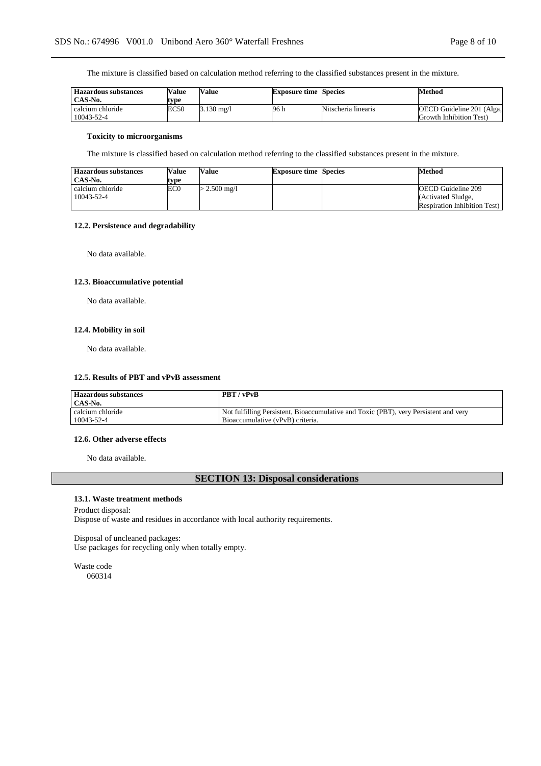The mixture is classified based on calculation method referring to the classified substances present in the mixture.

| Hazardous substances<br>CAS-No. | Value type | Value | Exposure time | Species | Method |
|---|---|---|---|---|---|
| calcium chloride<br>10043-52-4 | EC50 | 3.130 mg/l | 96 h | Nitscheria linearis | OECD Guideline 201 (Alga, Growth Inhibition Test) |

**Toxicity to microorganisms**

The mixture is classified based on calculation method referring to the classified substances present in the mixture.

| Hazardous substances<br>CAS-No. | Value type | Value | Exposure time | Species | Method |
|---|---|---|---|---|---|
| calcium chloride<br>10043-52-4 | EC0 | > 2.500 mg/l | | | OECD Guideline 209 (Activated Sludge, Respiration Inhibition Test) |

### 12.2. Persistence and degradability

No data available.

### 12.3. Bioaccumulative potential

No data available.

### 12.4. Mobility in soil

No data available.

### 12.5. Results of PBT and vPvB assessment

| Hazardous substances<br>CAS-No. | PBT / vPvB |
|---|---|
| calcium chloride<br>10043-52-4 | Not fulfilling Persistent, Bioaccumulative and Toxic (PBT), very Persistent and very Bioaccumulative (vPvB) criteria. |

### 12.6. Other adverse effects

No data available.

## SECTION 13: Disposal considerations

### 13.1. Waste treatment methods

Product disposal:
Dispose of waste and residues in accordance with local authority requirements.

Disposal of uncleaned packages:
Use packages for recycling only when totally empty.

Waste code
060314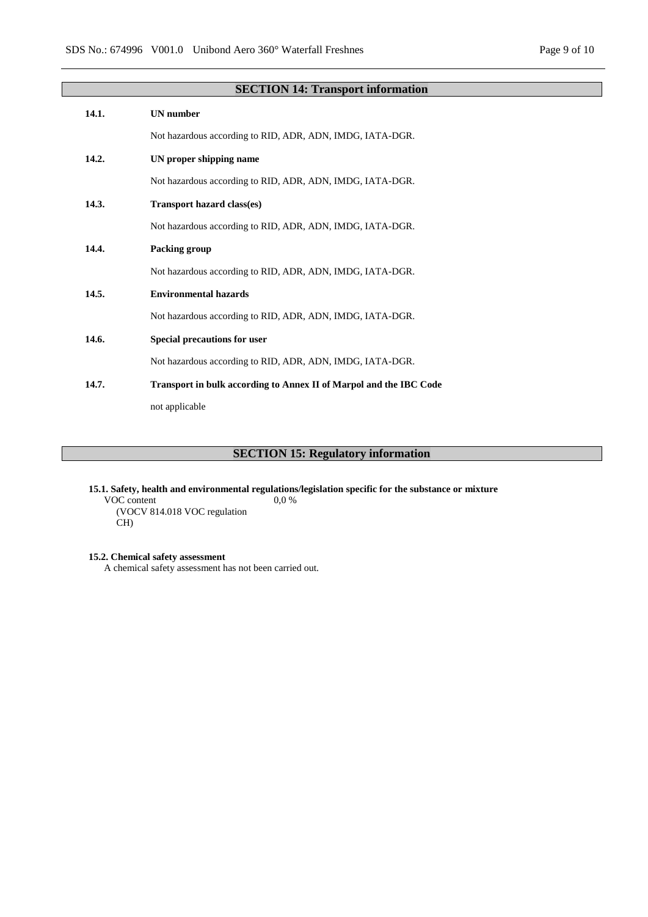## SECTION 14: Transport information

**14.1. UN number**

Not hazardous according to RID, ADR, ADN, IMDG, IATA-DGR.

**14.2. UN proper shipping name**

Not hazardous according to RID, ADR, ADN, IMDG, IATA-DGR.

**14.3. Transport hazard class(es)**

Not hazardous according to RID, ADR, ADN, IMDG, IATA-DGR.

**14.4. Packing group**

Not hazardous according to RID, ADR, ADN, IMDG, IATA-DGR.

**14.5. Environmental hazards**

Not hazardous according to RID, ADR, ADN, IMDG, IATA-DGR.

**14.6. Special precautions for user**

Not hazardous according to RID, ADR, ADN, IMDG, IATA-DGR.

**14.7. Transport in bulk according to Annex II of Marpol and the IBC Code**

not applicable

## SECTION 15: Regulatory information

**15.1. Safety, health and environmental regulations/legislation specific for the substance or mixture**

VOC content (VOCV 814.018 VOC regulation CH) 0,0 %

**15.2. Chemical safety assessment**

A chemical safety assessment has not been carried out.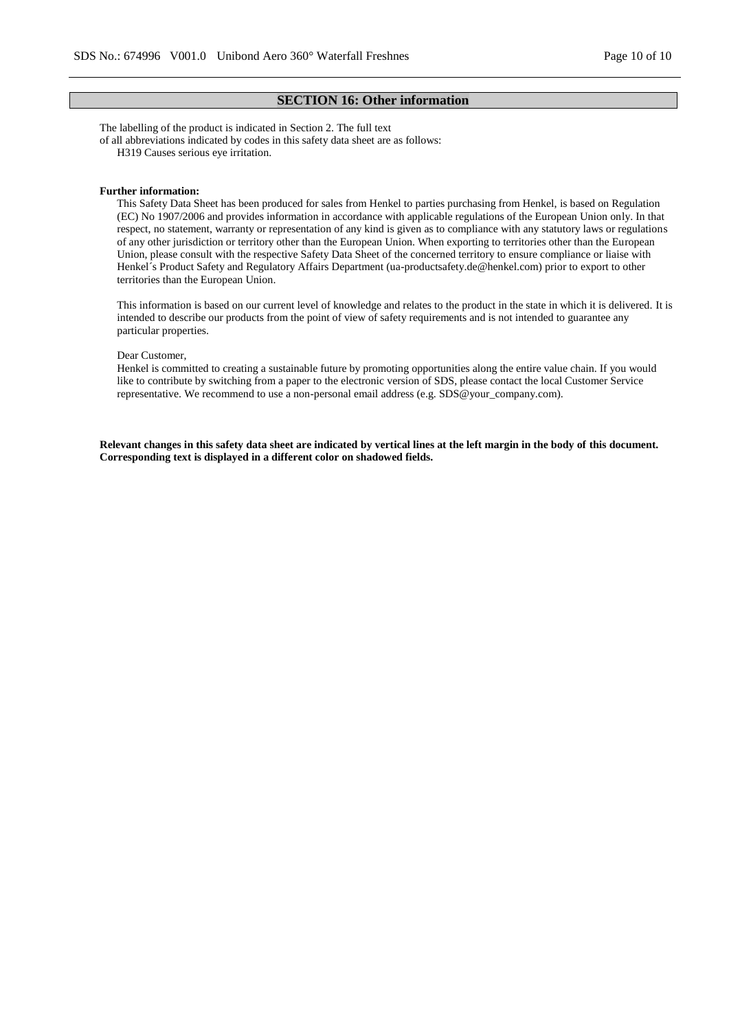## SECTION 16: Other information

The labelling of the product is indicated in Section 2. The full text of all abbreviations indicated by codes in this safety data sheet are as follows:

H319 Causes serious eye irritation.

**Further information:**

This Safety Data Sheet has been produced for sales from Henkel to parties purchasing from Henkel, is based on Regulation (EC) No 1907/2006 and provides information in accordance with applicable regulations of the European Union only. In that respect, no statement, warranty or representation of any kind is given as to compliance with any statutory laws or regulations of any other jurisdiction or territory other than the European Union. When exporting to territories other than the European Union, please consult with the respective Safety Data Sheet of the concerned territory to ensure compliance or liaise with Henkel´s Product Safety and Regulatory Affairs Department (ua-productsafety.de@henkel.com) prior to export to other territories than the European Union.

This information is based on our current level of knowledge and relates to the product in the state in which it is delivered. It is intended to describe our products from the point of view of safety requirements and is not intended to guarantee any particular properties.

Dear Customer,

Henkel is committed to creating a sustainable future by promoting opportunities along the entire value chain. If you would like to contribute by switching from a paper to the electronic version of SDS, please contact the local Customer Service representative. We recommend to use a non-personal email address (e.g. SDS@your_company.com).

**Relevant changes in this safety data sheet are indicated by vertical lines at the left margin in the body of this document. Corresponding text is displayed in a different color on shadowed fields.**